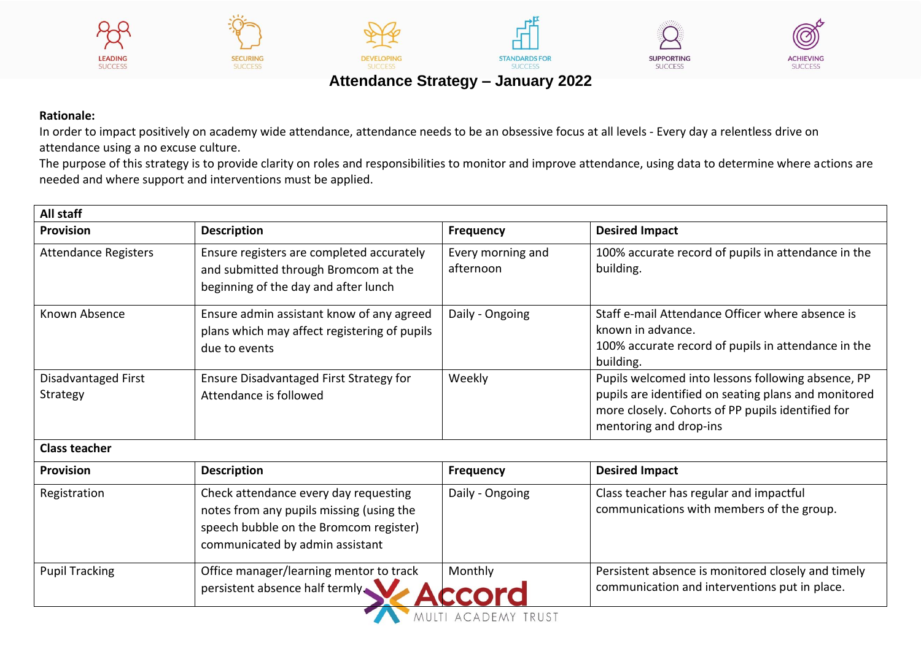# Attendance Strategy – January 2022

**Rationale:**

In order to impact positively on academy wide attendance, attendance needs to be an obsessive focus at all levels - Every day a relentless drive on attendance using a no excuse culture.

The purpose of this strategy is to provide clarity on roles and responsibilities to monitor and improve attendance, using data to determine where actions are needed and where support and interventions must be applied.

| **All staff** | | | |
|---|---|---|---|
| **Provision** | **Description** | **Frequency** | **Desired Impact** |
| Attendance Registers | Ensure registers are completed accurately and submitted through Bromcom at the beginning of the day and after lunch | Every morning and afternoon | 100% accurate record of pupils in attendance in the building. |
| Known Absence | Ensure admin assistant know of any agreed plans which may affect registering of pupils due to events | Daily - Ongoing | Staff e-mail Attendance Officer where absence is known in advance.<br>100% accurate record of pupils in attendance in the building. |
| Disadvantaged First Strategy | Ensure Disadvantaged First Strategy for Attendance is followed | Weekly | Pupils welcomed into lessons following absence, PP pupils are identified on seating plans and monitored more closely. Cohorts of PP pupils identified for mentoring and drop-ins |
| **Class teacher** | | | |
| **Provision** | **Description** | **Frequency** | **Desired Impact** |
| Registration | Check attendance every day requesting notes from any pupils missing (using the speech bubble on the Bromcom register) communicated by admin assistant | Daily - Ongoing | Class teacher has regular and impactful communications with members of the group. |
| Pupil Tracking | Office manager/learning mentor to track persistent absence half termly. | Monthly | Persistent absence is monitored closely and timely communication and interventions put in place. |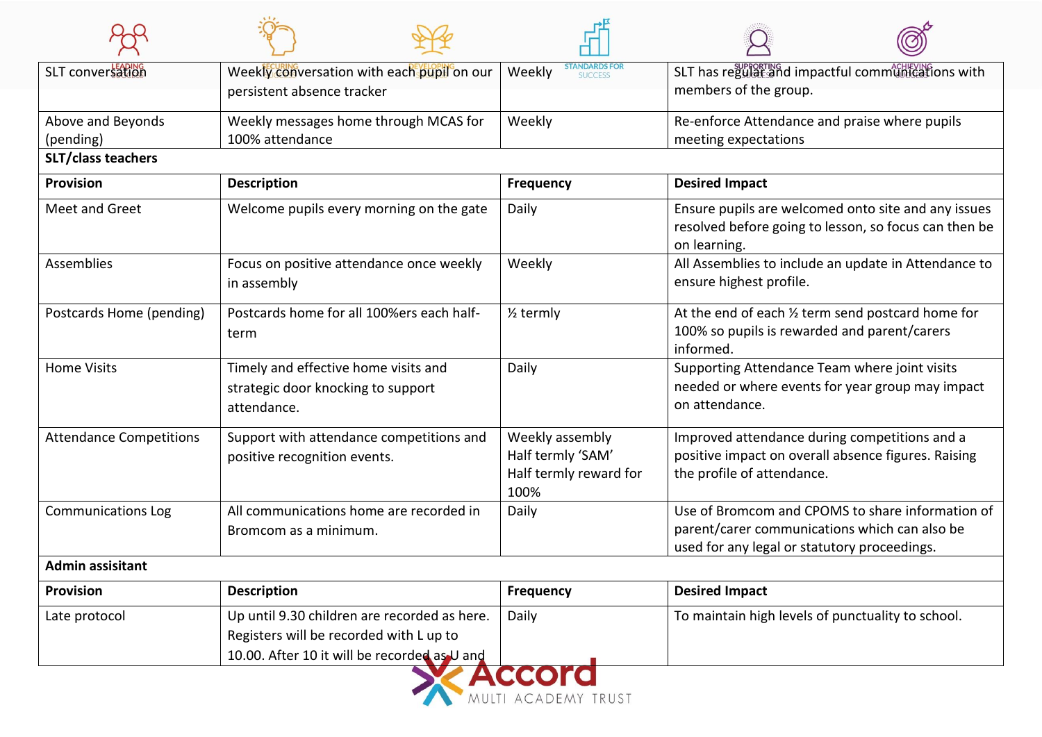| SLT conversation | Weekly conversation with each pupil on our persistent absence tracker | Weekly | SLT has regular and impactful communications with members of the group. |
|---|---|---|---|
| Above and Beyonds (pending) | Weekly messages home through MCAS for 100% attendance | Weekly | Re-enforce Attendance and praise where pupils meeting expectations |

**SLT/class teachers**

| Provision | Description | Frequency | Desired Impact |
|---|---|---|---|
| Meet and Greet | Welcome pupils every morning on the gate | Daily | Ensure pupils are welcomed onto site and any issues resolved before going to lesson, so focus can then be on learning. |
| Assemblies | Focus on positive attendance once weekly in assembly | Weekly | All Assemblies to include an update in Attendance to ensure highest profile. |
| Postcards Home (pending) | Postcards home for all 100%ers each half-term | ½ termly | At the end of each ½ term send postcard home for 100% so pupils is rewarded and parent/carers informed. |
| Home Visits | Timely and effective home visits and strategic door knocking to support attendance. | Daily | Supporting Attendance Team where joint visits needed or where events for year group may impact on attendance. |
| Attendance Competitions | Support with attendance competitions and positive recognition events. | Weekly assembly<br>Half termly 'SAM'<br>Half termly reward for 100% | Improved attendance during competitions and a positive impact on overall absence figures. Raising the profile of attendance. |
| Communications Log | All communications home are recorded in Bromcom as a minimum. | Daily | Use of Bromcom and CPOMS to share information of parent/carer communications which can also be used for any legal or statutory proceedings. |

**Admin assisitant**

| Provision | Description | Frequency | Desired Impact |
|---|---|---|---|
| Late protocol | Up until 9.30 children are recorded as here. Registers will be recorded with L up to 10.00. After 10 it will be recorded as U and | Daily | To maintain high levels of punctuality to school. |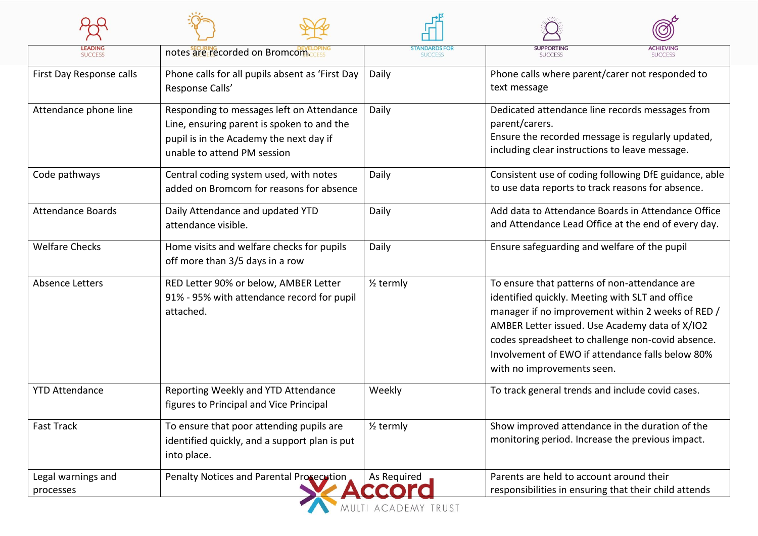| | notes are recorded on Bromcom. | | |
| --- | --- | --- | --- |
| First Day Response calls | Phone calls for all pupils absent as 'First Day Response Calls' | Daily | Phone calls where parent/carer not responded to text message |
| Attendance phone line | Responding to messages left on Attendance Line, ensuring parent is spoken to and the pupil is in the Academy the next day if unable to attend PM session | Daily | Dedicated attendance line records messages from parent/carers. Ensure the recorded message is regularly updated, including clear instructions to leave message. |
| Code pathways | Central coding system used, with notes added on Bromcom for reasons for absence | Daily | Consistent use of coding following DfE guidance, able to use data reports to track reasons for absence. |
| Attendance Boards | Daily Attendance and updated YTD attendance visible. | Daily | Add data to Attendance Boards in Attendance Office and Attendance Lead Office at the end of every day. |
| Welfare Checks | Home visits and welfare checks for pupils off more than 3/5 days in a row | Daily | Ensure safeguarding and welfare of the pupil |
| Absence Letters | RED Letter 90% or below, AMBER Letter 91% - 95% with attendance record for pupil attached. | ½ termly | To ensure that patterns of non-attendance are identified quickly. Meeting with SLT and office manager if no improvement within 2 weeks of RED / AMBER Letter issued. Use Academy data of X/IO2 codes spreadsheet to challenge non-covid absence. Involvement of EWO if attendance falls below 80% with no improvements seen. |
| YTD Attendance | Reporting Weekly and YTD Attendance figures to Principal and Vice Principal | Weekly | To track general trends and include covid cases. |
| Fast Track | To ensure that poor attending pupils are identified quickly, and a support plan is put into place. | ½ termly | Show improved attendance in the duration of the monitoring period. Increase the previous impact. |
| Legal warnings and processes | Penalty Notices and Parental Prosecution | As Required | Parents are held to account around their responsibilities in ensuring that their child attends |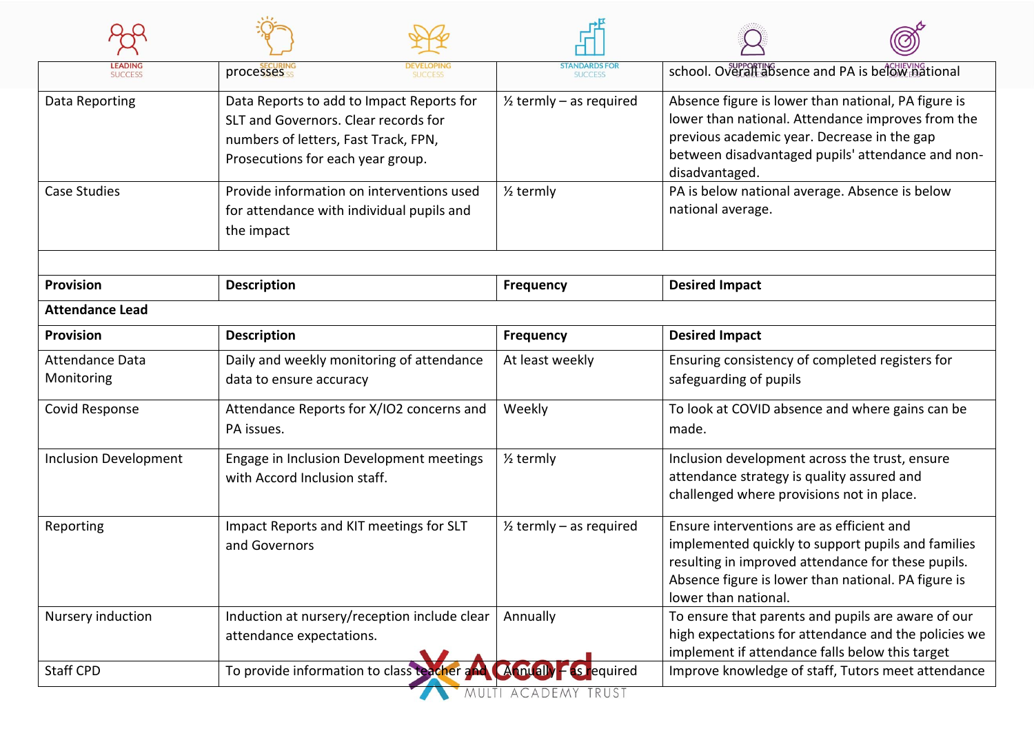|  | processes |  | school. Overall absence and PA is below national |
|---|---|---|---|
| Data Reporting | Data Reports to add to Impact Reports for SLT and Governors. Clear records for numbers of letters, Fast Track, FPN, Prosecutions for each year group. | ½ termly – as required | Absence figure is lower than national, PA figure is lower than national. Attendance improves from the previous academic year. Decrease in the gap between disadvantaged pupils' attendance and non-disadvantaged. |
| Case Studies | Provide information on interventions used for attendance with individual pupils and the impact | ½ termly | PA is below national average. Absence is below national average. |
|  |  |  |  |
| **Provision** | **Description** | **Frequency** | **Desired Impact** |
| **Attendance Lead** |  |  |  |
| **Provision** | **Description** | **Frequency** | **Desired Impact** |
| Attendance Data Monitoring | Daily and weekly monitoring of attendance data to ensure accuracy | At least weekly | Ensuring consistency of completed registers for safeguarding of pupils |
| Covid Response | Attendance Reports for X/IO2 concerns and PA issues. | Weekly | To look at COVID absence and where gains can be made. |
| Inclusion Development | Engage in Inclusion Development meetings with Accord Inclusion staff. | ½ termly | Inclusion development across the trust, ensure attendance strategy is quality assured and challenged where provisions not in place. |
| Reporting | Impact Reports and KIT meetings for SLT and Governors | ½ termly – as required | Ensure interventions are as efficient and implemented quickly to support pupils and families resulting in improved attendance for these pupils. Absence figure is lower than national. PA figure is lower than national. |
| Nursery induction | Induction at nursery/reception include clear attendance expectations. | Annually | To ensure that parents and pupils are aware of our high expectations for attendance and the policies we implement if attendance falls below this target |
| Staff CPD | To provide information to class teacher and | Annually – as required | Improve knowledge of staff, Tutors meet attendance |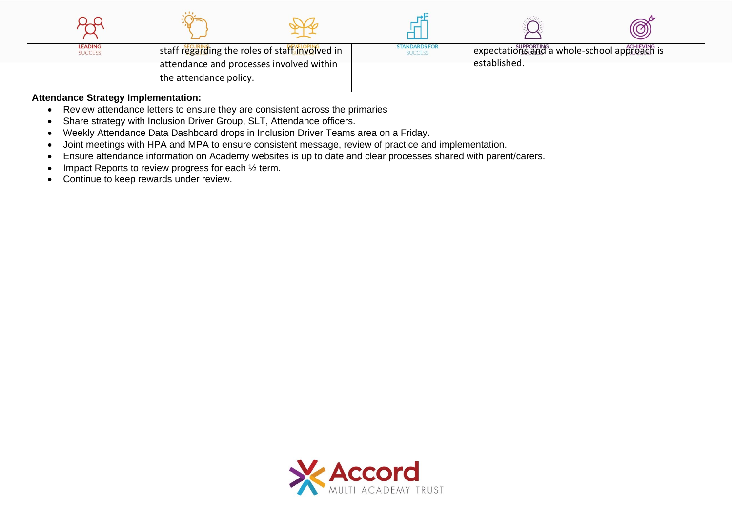| | | | |
|---|---|---|---|
| | staff regarding the roles of staff involved in attendance and processes involved within the attendance policy. | | expectations and a whole-school approach is established. |

**Attendance Strategy Implementation:**

- Review attendance letters to ensure they are consistent across the primaries
- Share strategy with Inclusion Driver Group, SLT, Attendance officers.
- Weekly Attendance Data Dashboard drops in Inclusion Driver Teams area on a Friday.
- Joint meetings with HPA and MPA to ensure consistent message, review of practice and implementation.
- Ensure attendance information on Academy websites is up to date and clear processes shared with parent/carers.
- Impact Reports to review progress for each ½ term.
- Continue to keep rewards under review.